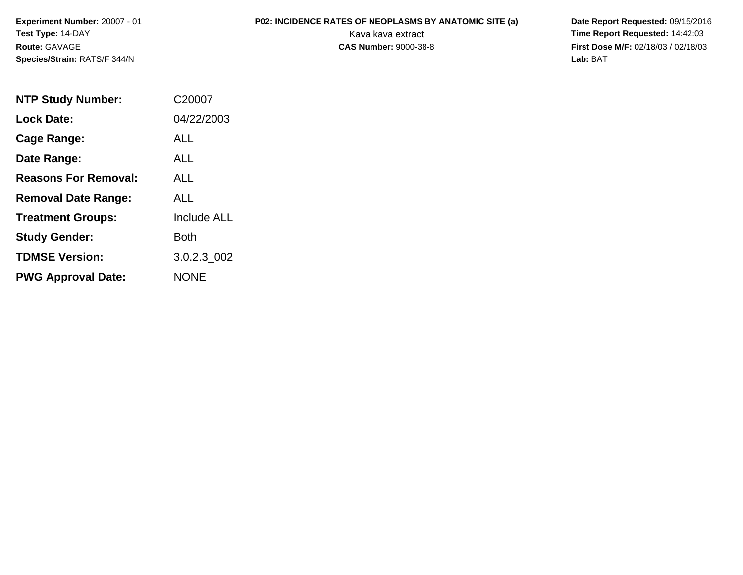**Experiment Number:** 20007 - 01
**Test Type:** 14-DAY
**Route:** GAVAGE
**Species/Strain:** RATS/F 344/N

**P02: INCIDENCE RATES OF NEOPLASMS BY ANATOMIC SITE (a)**
Kava kava extract
**CAS Number:** 9000-38-8

**Date Report Requested:** 09/15/2016
**Time Report Requested:** 14:42:03
**First Dose M/F:** 02/18/03 / 02/18/03
**Lab:** BAT

| | |
|---|---|
| **NTP Study Number:** | C20007 |
| **Lock Date:** | 04/22/2003 |
| **Cage Range:** | ALL |
| **Date Range:** | ALL |
| **Reasons For Removal:** | ALL |
| **Removal Date Range:** | ALL |
| **Treatment Groups:** | Include ALL |
| **Study Gender:** | Both |
| **TDMSE Version:** | 3.0.2.3_002 |
| **PWG Approval Date:** | NONE |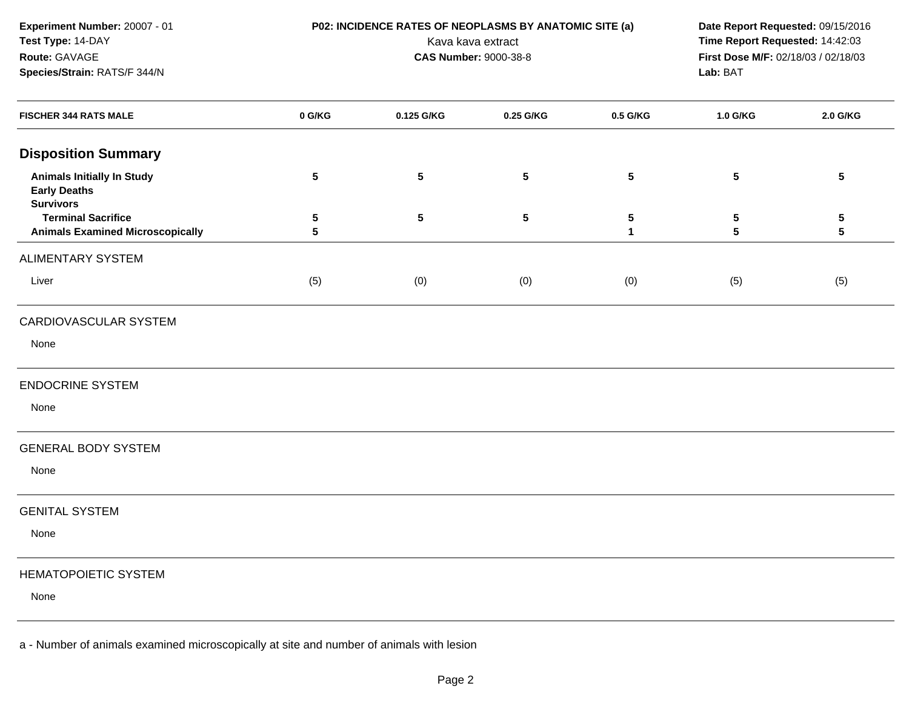**Experiment Number:** 20007 - 01
**Test Type:** 14-DAY
**Route:** GAVAGE
**Species/Strain:** RATS/F 344/N

**P02: INCIDENCE RATES OF NEOPLASMS BY ANATOMIC SITE (a)**
Kava kava extract
**CAS Number:** 9000-38-8

**Date Report Requested:** 09/15/2016
**Time Report Requested:** 14:42:03
**First Dose M/F:** 02/18/03 / 02/18/03
**Lab:** BAT

| FISCHER 344 RATS MALE | 0 G/KG | 0.125 G/KG | 0.25 G/KG | 0.5 G/KG | 1.0 G/KG | 2.0 G/KG |
|---|---|---|---|---|---|---|
| **Disposition Summary** | | | | | | |
| **Animals Initially In Study** | **5** | **5** | **5** | **5** | **5** | **5** |
| **Early Deaths** | | | | | | |
| **Survivors** | | | | | | |
| **Terminal Sacrifice** | **5** | **5** | **5** | **5** | **5** | **5** |
| **Animals Examined Microscopically** | **5** | | | **1** | **5** | **5** |
| ALIMENTARY SYSTEM | | | | | | |
| Liver | (5) | (0) | (0) | (0) | (5) | (5) |
| CARDIOVASCULAR SYSTEM | | | | | | |
| None | | | | | | |
| ENDOCRINE SYSTEM | | | | | | |
| None | | | | | | |
| GENERAL BODY SYSTEM | | | | | | |
| None | | | | | | |
| GENITAL SYSTEM | | | | | | |
| None | | | | | | |
| HEMATOPOIETIC SYSTEM | | | | | | |
| None | | | | | | |

a - Number of animals examined microscopically at site and number of animals with lesion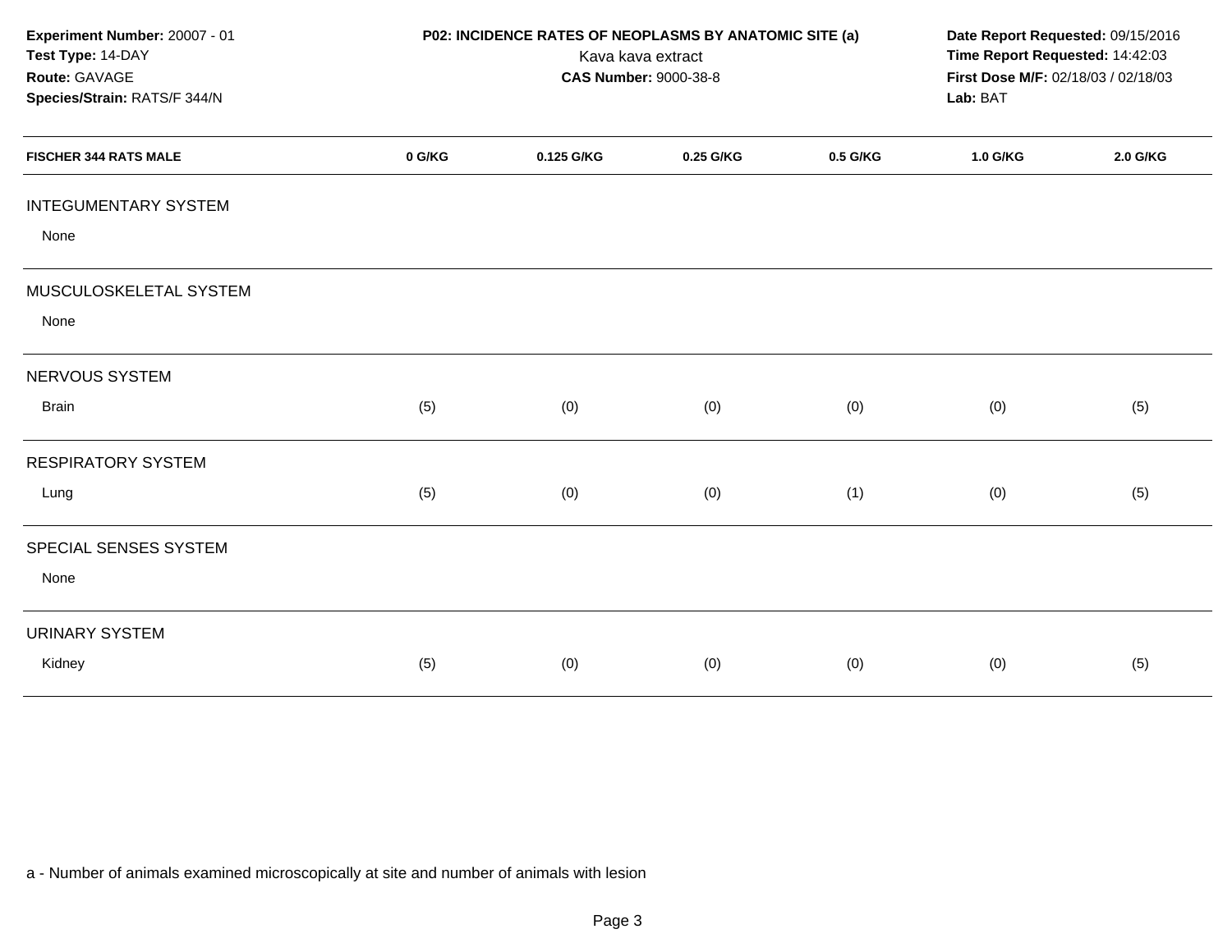**Experiment Number:** 20007 - 01
**Test Type:** 14-DAY
**Route:** GAVAGE
**Species/Strain:** RATS/F 344/N

**P02: INCIDENCE RATES OF NEOPLASMS BY ANATOMIC SITE (a)**
Kava kava extract
**CAS Number:** 9000-38-8

**Date Report Requested:** 09/15/2016
**Time Report Requested:** 14:42:03
**First Dose M/F:** 02/18/03 / 02/18/03
**Lab:** BAT

| FISCHER 344 RATS MALE | 0 G/KG | 0.125 G/KG | 0.25 G/KG | 0.5 G/KG | 1.0 G/KG | 2.0 G/KG |
|---|---|---|---|---|---|---|
| INTEGUMENTARY SYSTEM | | | | | | |
| None | | | | | | |
| MUSCULOSKELETAL SYSTEM | | | | | | |
| None | | | | | | |
| NERVOUS SYSTEM | | | | | | |
| Brain | (5) | (0) | (0) | (0) | (0) | (5) |
| RESPIRATORY SYSTEM | | | | | | |
| Lung | (5) | (0) | (0) | (1) | (0) | (5) |
| SPECIAL SENSES SYSTEM | | | | | | |
| None | | | | | | |
| URINARY SYSTEM | | | | | | |
| Kidney | (5) | (0) | (0) | (0) | (0) | (5) |

a - Number of animals examined microscopically at site and number of animals with lesion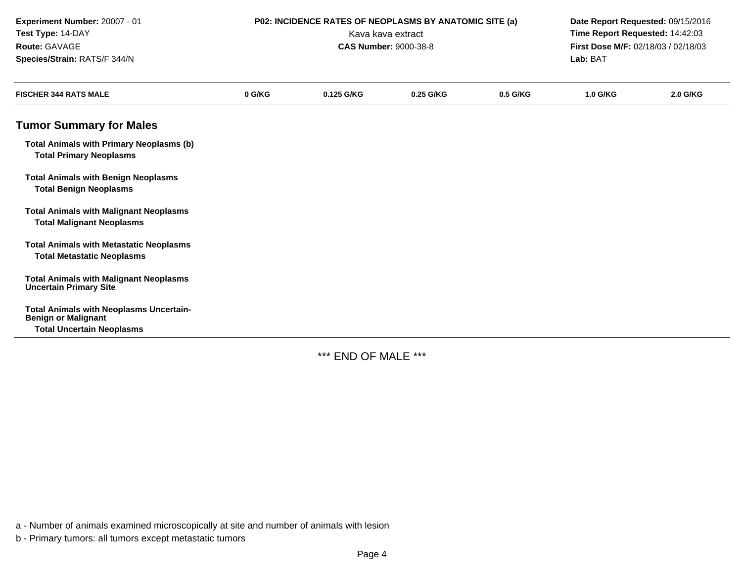**Experiment Number:** 20007 - 01
**Test Type:** 14-DAY
**Route:** GAVAGE
**Species/Strain:** RATS/F 344/N

**P02: INCIDENCE RATES OF NEOPLASMS BY ANATOMIC SITE (a)**
Kava kava extract
**CAS Number:** 9000-38-8

**Date Report Requested:** 09/15/2016
**Time Report Requested:** 14:42:03
**First Dose M/F:** 02/18/03 / 02/18/03
**Lab:** BAT

| FISCHER 344 RATS MALE | 0 G/KG | 0.125 G/KG | 0.25 G/KG | 0.5 G/KG | 1.0 G/KG | 2.0 G/KG |
|---|---|---|---|---|---|---|
| **Tumor Summary for Males** | | | | | | |
| **Total Animals with Primary Neoplasms (b)** | | | | | | |
| **Total Primary Neoplasms** | | | | | | |
| **Total Animals with Benign Neoplasms** | | | | | | |
| **Total Benign Neoplasms** | | | | | | |
| **Total Animals with Malignant Neoplasms** | | | | | | |
| **Total Malignant Neoplasms** | | | | | | |
| **Total Animals with Metastatic Neoplasms** | | | | | | |
| **Total Metastatic Neoplasms** | | | | | | |
| **Total Animals with Malignant Neoplasms Uncertain Primary Site** | | | | | | |
| **Total Animals with Neoplasms Uncertain-Benign or Malignant** | | | | | | |
| **Total Uncertain Neoplasms** | | | | | | |

*** END OF MALE ***

a - Number of animals examined microscopically at site and number of animals with lesion

b - Primary tumors: all tumors except metastatic tumors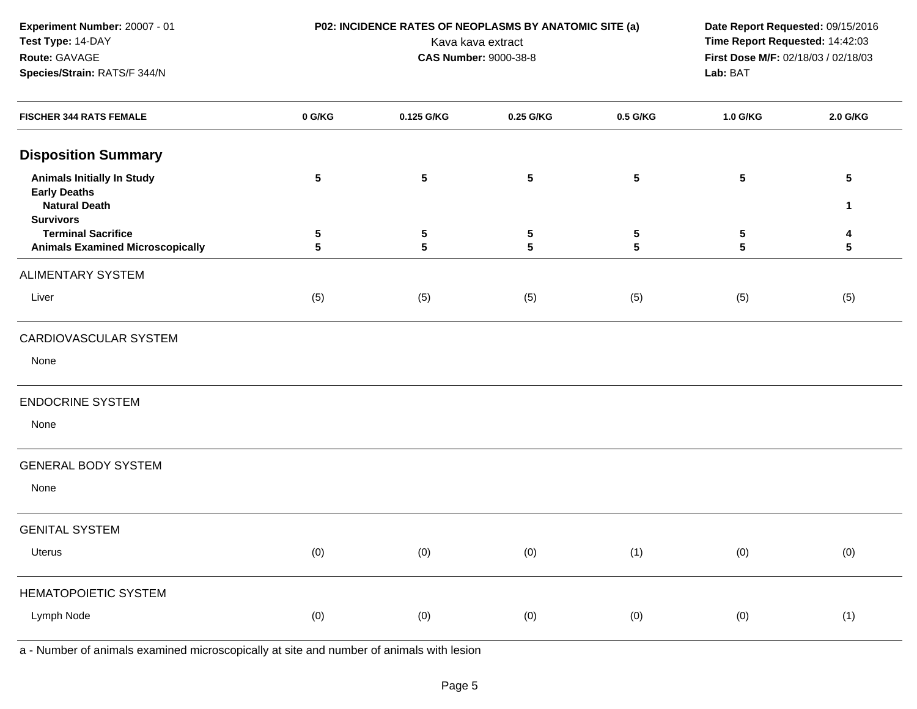**Experiment Number:** 20007 - 01
**Test Type:** 14-DAY
**Route:** GAVAGE
**Species/Strain:** RATS/F 344/N

**P02: INCIDENCE RATES OF NEOPLASMS BY ANATOMIC SITE (a)**
Kava kava extract
**CAS Number:** 9000-38-8

**Date Report Requested:** 09/15/2016
**Time Report Requested:** 14:42:03
**First Dose M/F:** 02/18/03 / 02/18/03
**Lab:** BAT

| FISCHER 344 RATS FEMALE | 0 G/KG | 0.125 G/KG | 0.25 G/KG | 0.5 G/KG | 1.0 G/KG | 2.0 G/KG |
|---|---|---|---|---|---|---|
| **Disposition Summary** | | | | | | |
| **Animals Initially In Study** | **5** | **5** | **5** | **5** | **5** | **5** |
| **Early Deaths** | | | | | | |
| **Natural Death** | | | | | | **1** |
| **Survivors** | | | | | | |
| **Terminal Sacrifice** | **5** | **5** | **5** | **5** | **5** | **4** |
| **Animals Examined Microscopically** | **5** | **5** | **5** | **5** | **5** | **5** |
| ALIMENTARY SYSTEM | | | | | | |
| Liver | (5) | (5) | (5) | (5) | (5) | (5) |
| CARDIOVASCULAR SYSTEM | | | | | | |
| None | | | | | | |
| ENDOCRINE SYSTEM | | | | | | |
| None | | | | | | |
| GENERAL BODY SYSTEM | | | | | | |
| None | | | | | | |
| GENITAL SYSTEM | | | | | | |
| Uterus | (0) | (0) | (0) | (1) | (0) | (0) |
| HEMATOPOIETIC SYSTEM | | | | | | |
| Lymph Node | (0) | (0) | (0) | (0) | (0) | (1) |

a - Number of animals examined microscopically at site and number of animals with lesion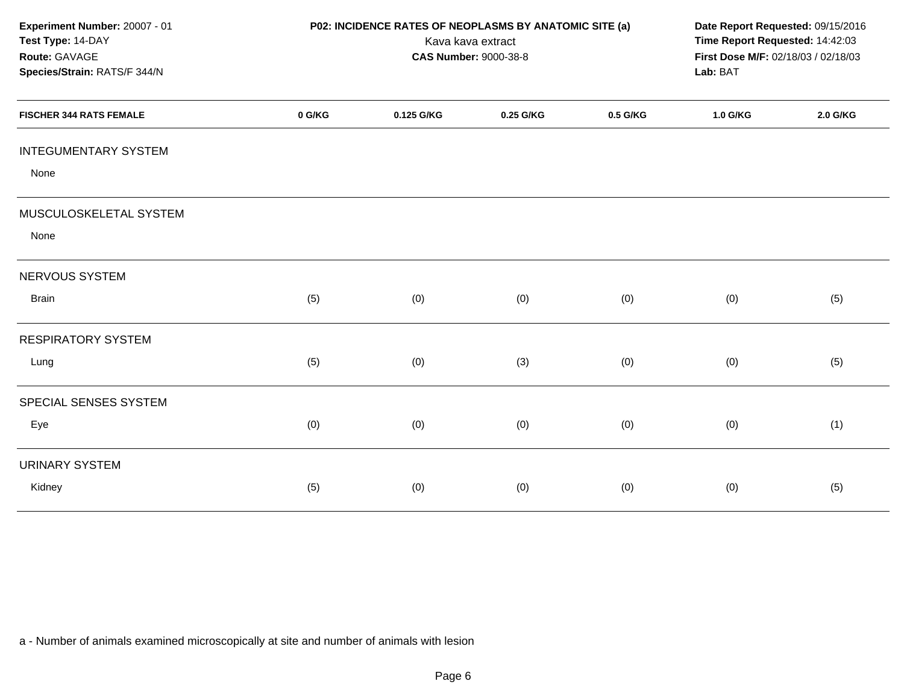**Experiment Number:** 20007 - 01
**Test Type:** 14-DAY
**Route:** GAVAGE
**Species/Strain:** RATS/F 344/N

**P02: INCIDENCE RATES OF NEOPLASMS BY ANATOMIC SITE (a)**
Kava kava extract
**CAS Number:** 9000-38-8

**Date Report Requested:** 09/15/2016
**Time Report Requested:** 14:42:03
**First Dose M/F:** 02/18/03 / 02/18/03
**Lab:** BAT

| FISCHER 344 RATS FEMALE | 0 G/KG | 0.125 G/KG | 0.25 G/KG | 0.5 G/KG | 1.0 G/KG | 2.0 G/KG |
|---|---|---|---|---|---|---|
| **INTEGUMENTARY SYSTEM** | | | | | | |
| None | | | | | | |
| **MUSCULOSKELETAL SYSTEM** | | | | | | |
| None | | | | | | |
| **NERVOUS SYSTEM** | | | | | | |
| Brain | (5) | (0) | (0) | (0) | (0) | (5) |
| **RESPIRATORY SYSTEM** | | | | | | |
| Lung | (5) | (0) | (3) | (0) | (0) | (5) |
| **SPECIAL SENSES SYSTEM** | | | | | | |
| Eye | (0) | (0) | (0) | (0) | (0) | (1) |
| **URINARY SYSTEM** | | | | | | |
| Kidney | (5) | (0) | (0) | (0) | (0) | (5) |

a - Number of animals examined microscopically at site and number of animals with lesion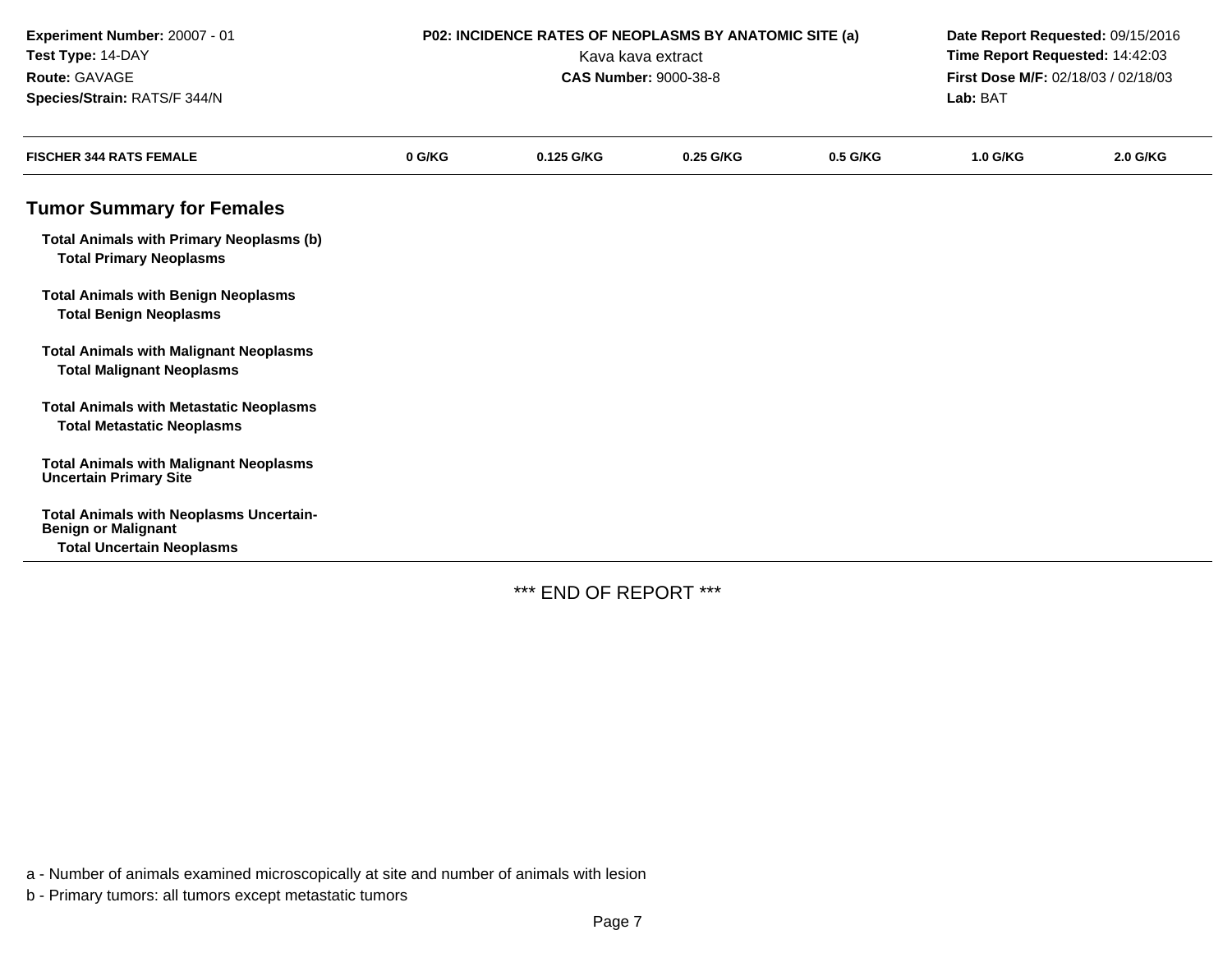**Experiment Number:** 20007 - 01
**Test Type:** 14-DAY
**Route:** GAVAGE
**Species/Strain:** RATS/F 344/N

**P02: INCIDENCE RATES OF NEOPLASMS BY ANATOMIC SITE (a)**
Kava kava extract
**CAS Number:** 9000-38-8

**Date Report Requested:** 09/15/2016
**Time Report Requested:** 14:42:03
**First Dose M/F:** 02/18/03 / 02/18/03
**Lab:** BAT

| FISCHER 344 RATS FEMALE | 0 G/KG | 0.125 G/KG | 0.25 G/KG | 0.5 G/KG | 1.0 G/KG | 2.0 G/KG |
|---|---|---|---|---|---|---|
| **Tumor Summary for Females** | | | | | | |
| **Total Animals with Primary Neoplasms (b)** | | | | | | |
| **Total Primary Neoplasms** | | | | | | |
| **Total Animals with Benign Neoplasms** | | | | | | |
| **Total Benign Neoplasms** | | | | | | |
| **Total Animals with Malignant Neoplasms** | | | | | | |
| **Total Malignant Neoplasms** | | | | | | |
| **Total Animals with Metastatic Neoplasms** | | | | | | |
| **Total Metastatic Neoplasms** | | | | | | |
| **Total Animals with Malignant Neoplasms Uncertain Primary Site** | | | | | | |
| **Total Animals with Neoplasms Uncertain-Benign or Malignant** | | | | | | |
| **Total Uncertain Neoplasms** | | | | | | |

*** END OF REPORT ***

a - Number of animals examined microscopically at site and number of animals with lesion

b - Primary tumors: all tumors except metastatic tumors